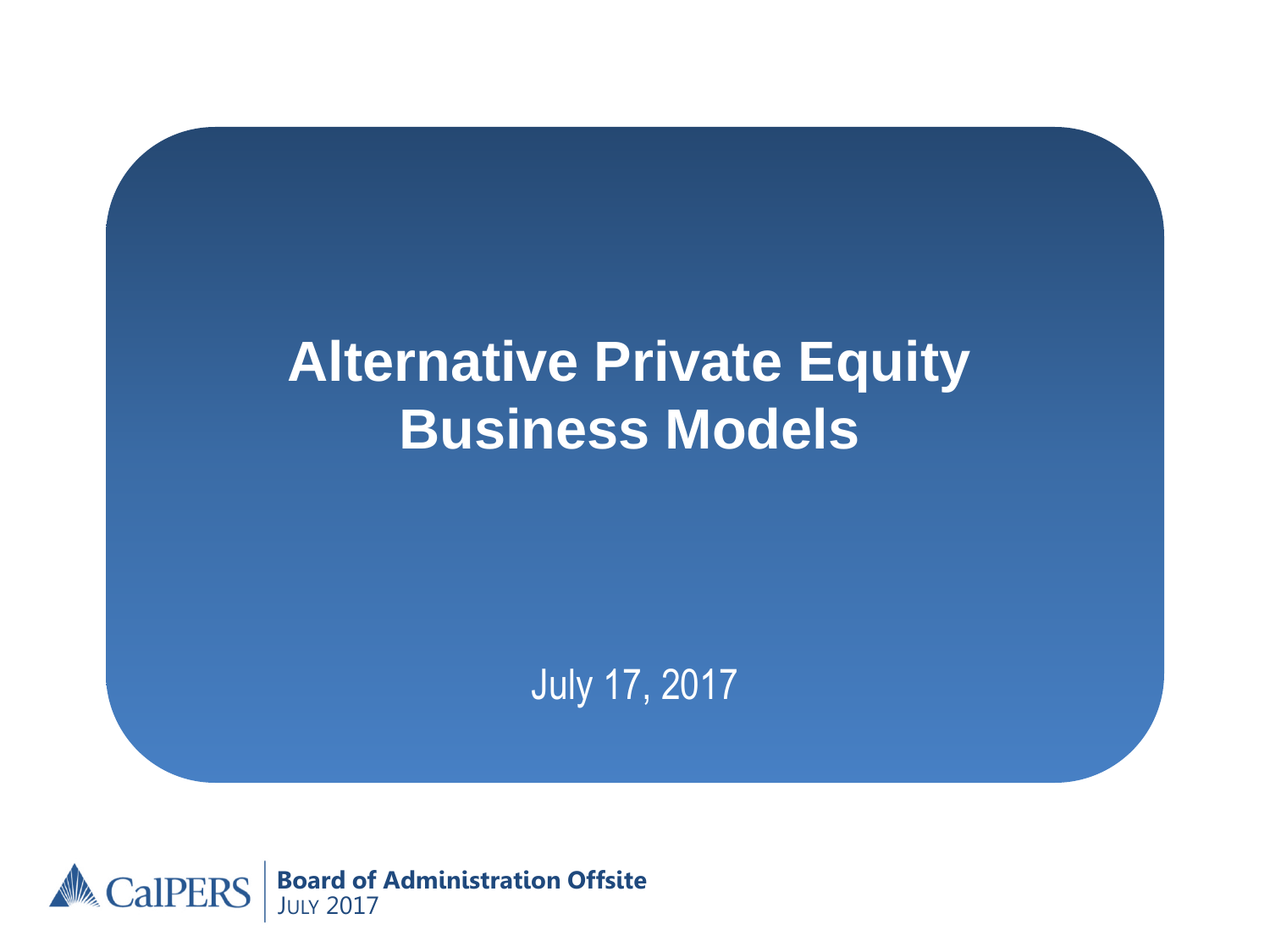# Alternative Private Equity Business Models

July 17, 2017

CalPERS | **Board of Administration Offsite**
July 2017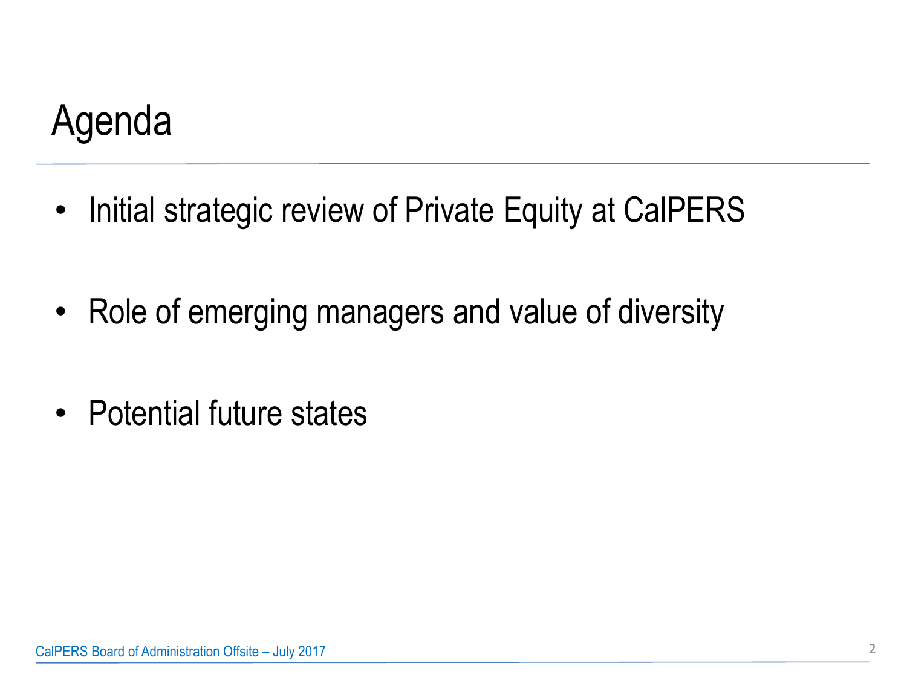# Agenda

- Initial strategic review of Private Equity at CalPERS
- Role of emerging managers and value of diversity
- Potential future states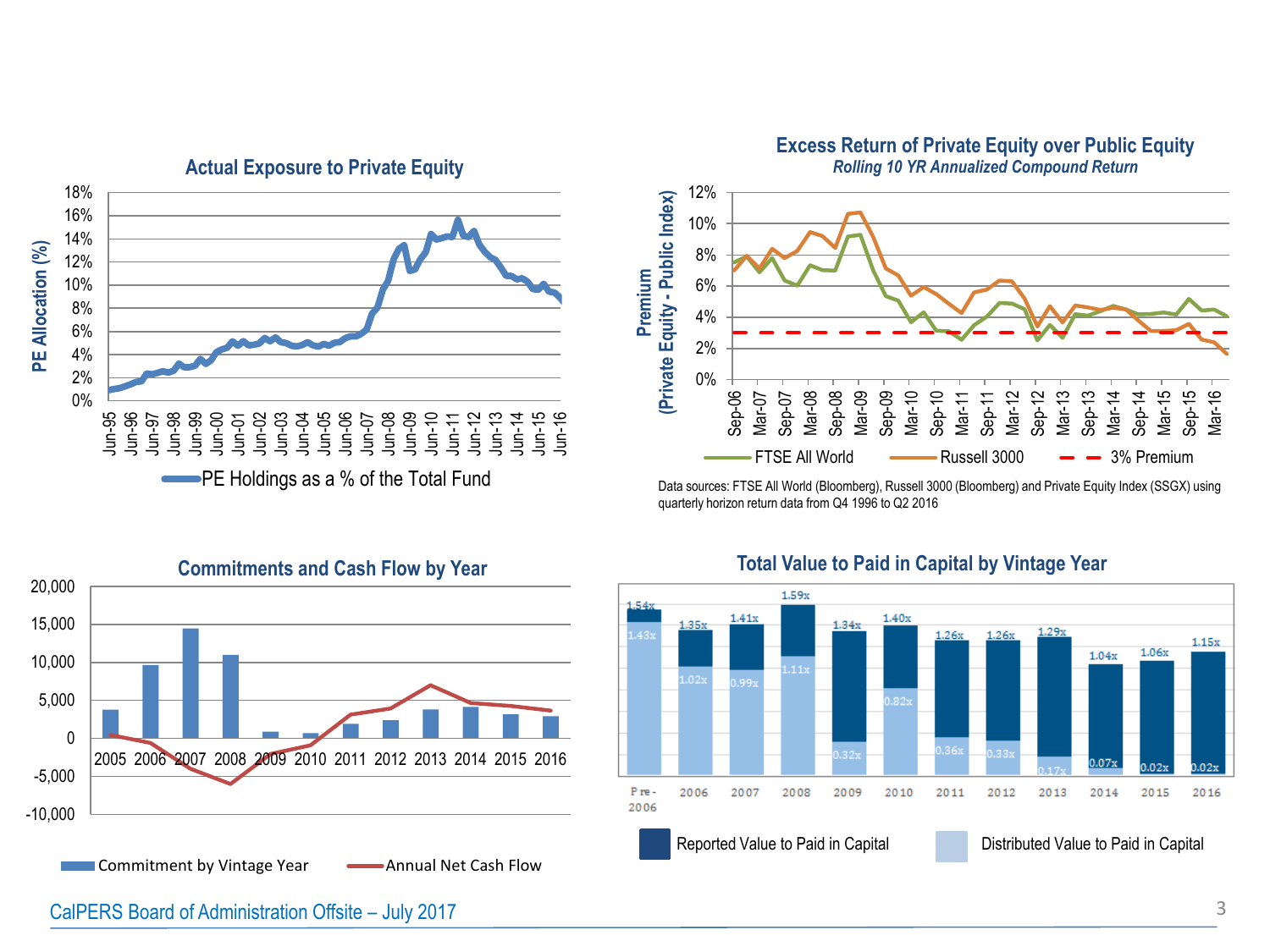## Actual Exposure to Private Equity

PE Allocation (%)

PE Holdings as a % of the Total Fund

## Excess Return of Private Equity over Public Equity

*Rolling 10 YR Annualized Compound Return*

Premium (Private Equity - Public Index)

FTSE All World — Russell 3000 — 3% Premium

Data sources: FTSE All World (Bloomberg), Russell 3000 (Bloomberg) and Private Equity Index (SSGX) using quarterly horizon return data from Q4 1996 to Q2 2016

## Commitments and Cash Flow by Year

Commitment by Vintage Year — Annual Net Cash Flow

## Total Value to Paid in Capital by Vintage Year

| Vintage Year | Total Value to Paid in Capital | Distributed Value to Paid in Capital |
|---|---|---|
| Pre-2006 | 1.54x | 1.43x |
| 2006 | 1.35x | 1.02x |
| 2007 | 1.41x | 0.99x |
| 2008 | 1.59x | 1.11x |
| 2009 | 1.34x | 0.32x |
| 2010 | 1.40x | 0.82x |
| 2011 | 1.26x | 0.36x |
| 2012 | 1.26x | 0.33x |
| 2013 | 1.29x | 0.17x |
| 2014 | 1.04x | 0.07x |
| 2015 | 1.06x | 0.02x |
| 2016 | 1.15x | 0.02x |

Reported Value to Paid in Capital — Distributed Value to Paid in Capital

CalPERS Board of Administration Offsite – July 2017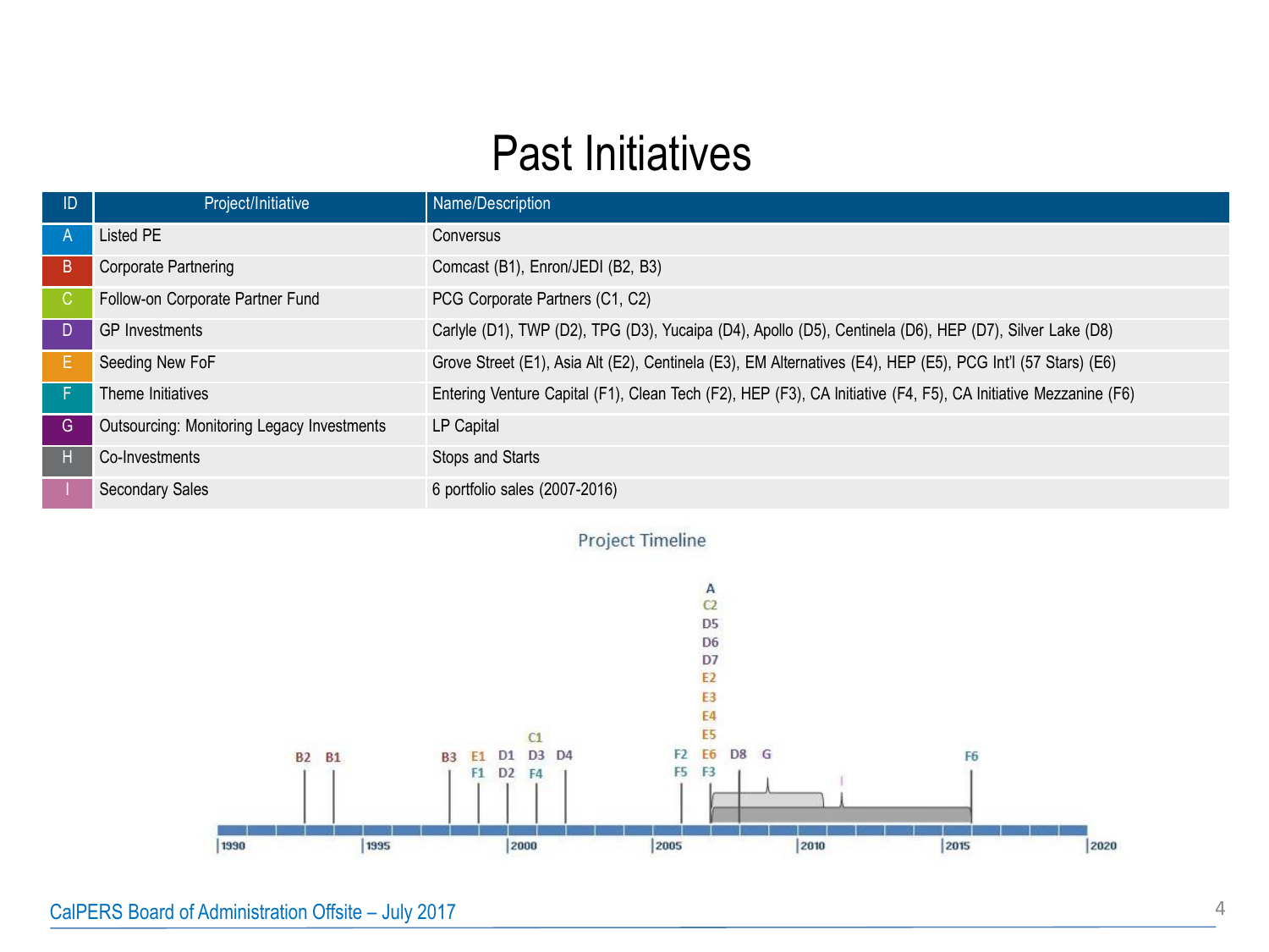# Past Initiatives

| ID | Project/Initiative | Name/Description |
|---|---|---|
| A | Listed PE | Conversus |
| B | Corporate Partnering | Comcast (B1), Enron/JEDI (B2, B3) |
| C | Follow-on Corporate Partner Fund | PCG Corporate Partners (C1, C2) |
| D | GP Investments | Carlyle (D1), TWP (D2), TPG (D3), Yucaipa (D4), Apollo (D5), Centinela (D6), HEP (D7), Silver Lake (D8) |
| E | Seeding New FoF | Grove Street (E1), Asia Alt (E2), Centinela (E3), EM Alternatives (E4), HEP (E5), PCG Int'l (57 Stars) (E6) |
| F | Theme Initiatives | Entering Venture Capital (F1), Clean Tech (F2), HEP (F3), CA Initiative (F4, F5), CA Initiative Mezzanine (F6) |
| G | Outsourcing: Monitoring Legacy Investments | LP Capital |
| H | Co-Investments | Stops and Starts |
| I | Secondary Sales | 6 portfolio sales (2007-2016) |

Project Timeline

- B2, B1: early-to-mid 1990s
- B3, E1, F1, D1, D2: late 1990s
- C1, D3, F4, D4: around 2000–2001
- F2, F5: around 2005
- A, C2, D5, D6, D7, E2, E3, E4, E5, E6, F3: around 2006
- D8, G: around 2007–2008
- I: around 2010–2011
- F6: around 2015

Timeline axis: 1990, 1995, 2000, 2005, 2010, 2015, 2020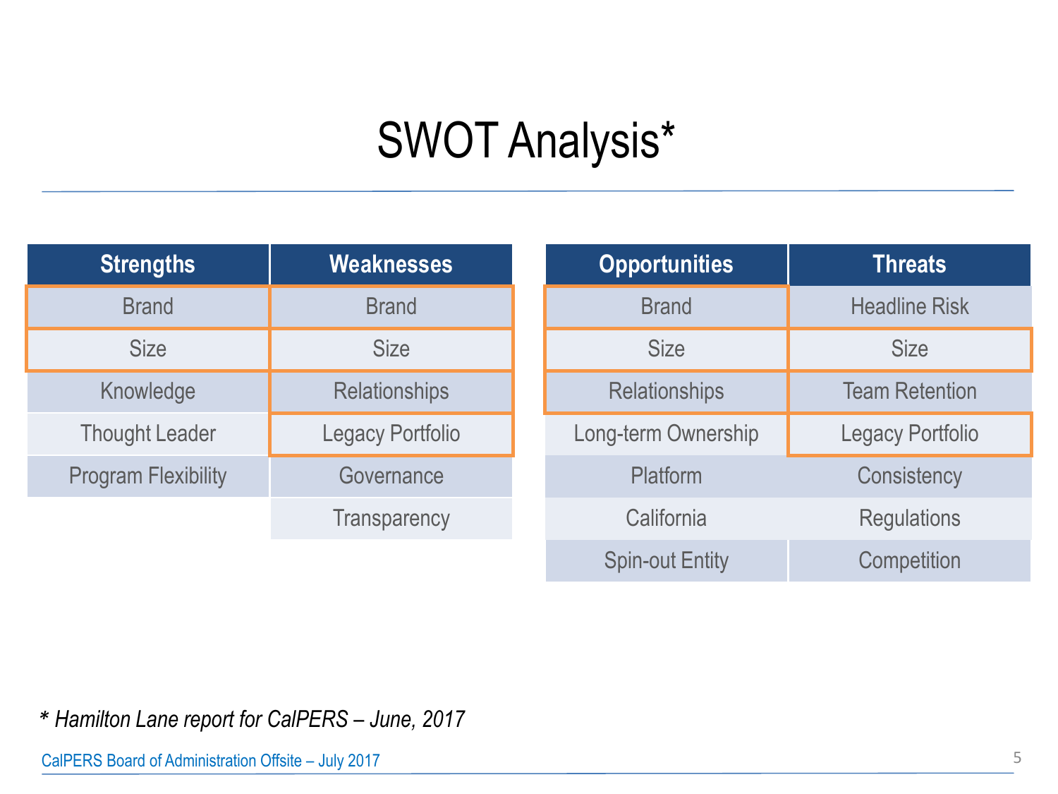# SWOT Analysis*

| Strengths | Weaknesses |
| --- | --- |
| Brand | Brand |
| Size | Size |
| Knowledge | Relationships |
| Thought Leader | Legacy Portfolio |
| Program Flexibility | Governance |
| | Transparency |

| Opportunities | Threats |
| --- | --- |
| Brand | Headline Risk |
| Size | Size |
| Relationships | Team Retention |
| Long-term Ownership | Legacy Portfolio |
| Platform | Consistency |
| California | Regulations |
| Spin-out Entity | Competition |

*\* Hamilton Lane report for CalPERS – June, 2017*

CalPERS Board of Administration Offsite – July 2017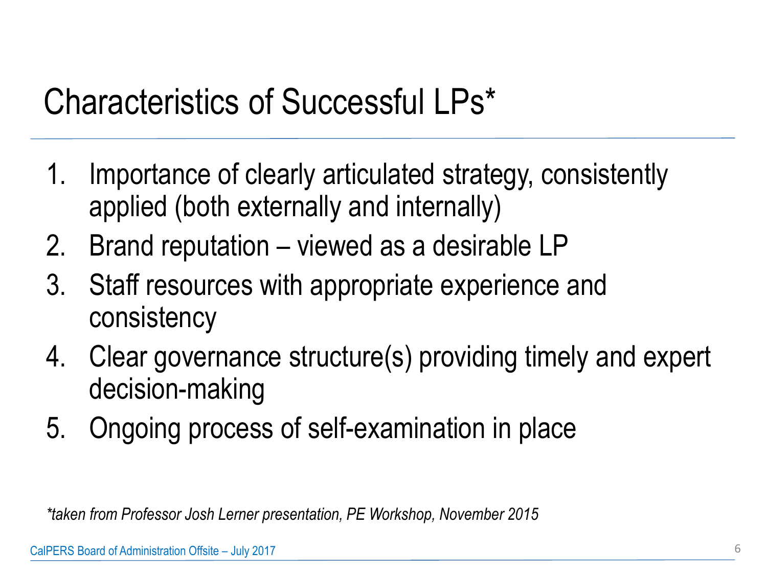# Characteristics of Successful LPs*

1. Importance of clearly articulated strategy, consistently applied (both externally and internally)
2. Brand reputation – viewed as a desirable LP
3. Staff resources with appropriate experience and consistency
4. Clear governance structure(s) providing timely and expert decision-making
5. Ongoing process of self-examination in place

*\*taken from Professor Josh Lerner presentation, PE Workshop, November 2015*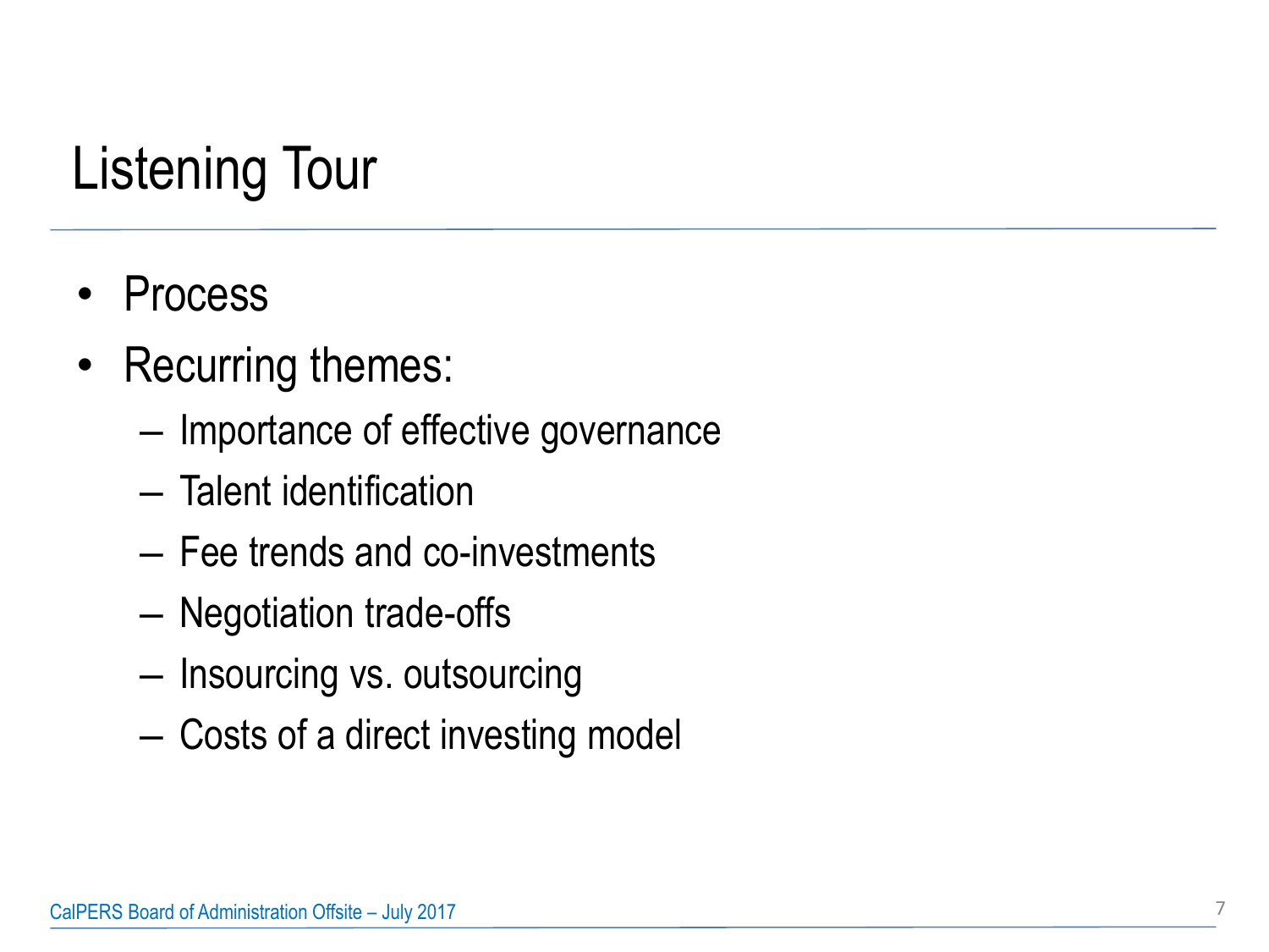# Listening Tour

- Process
- Recurring themes:
  - Importance of effective governance
  - Talent identification
  - Fee trends and co-investments
  - Negotiation trade-offs
  - Insourcing vs. outsourcing
  - Costs of a direct investing model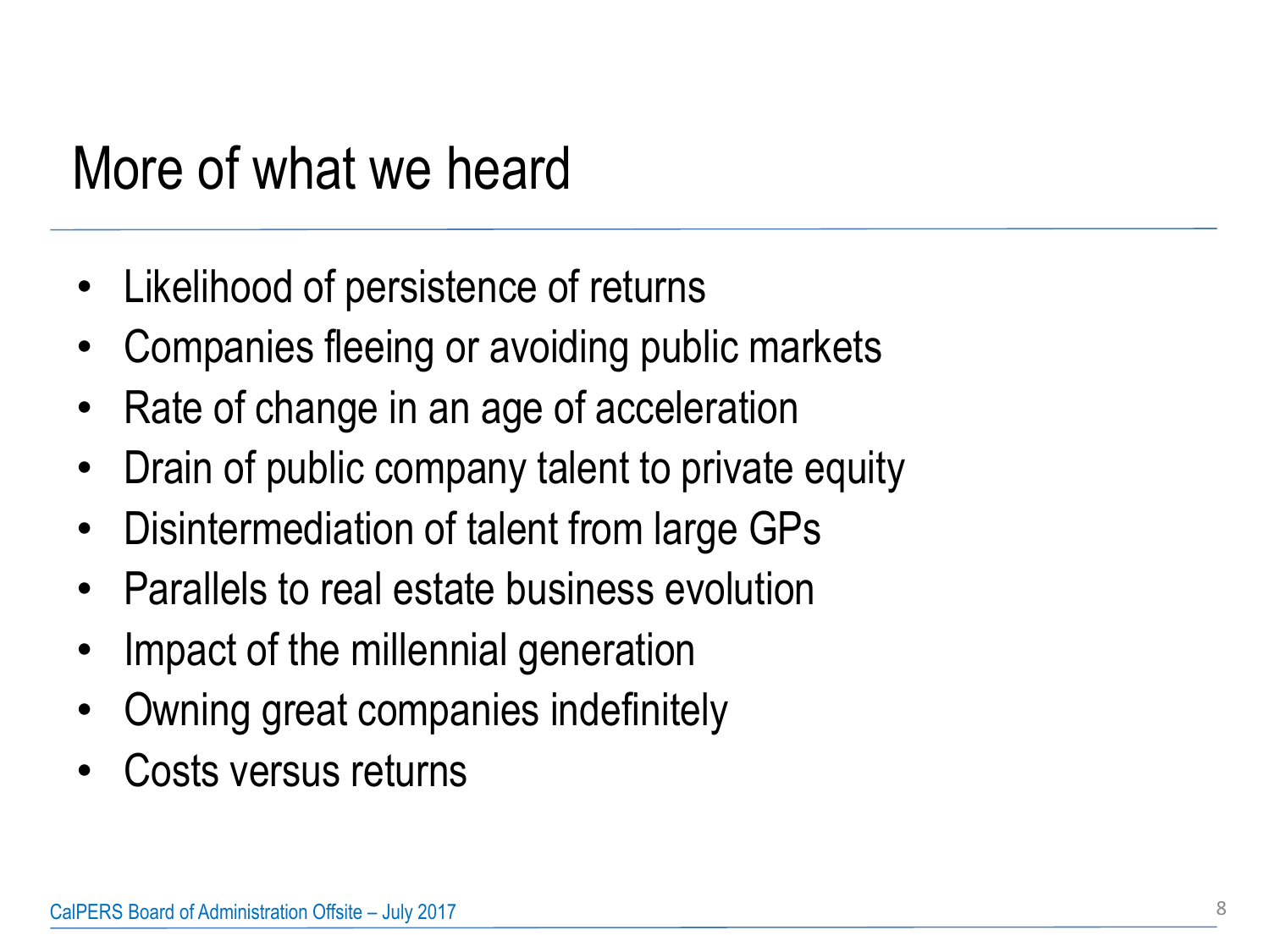# More of what we heard

- Likelihood of persistence of returns
- Companies fleeing or avoiding public markets
- Rate of change in an age of acceleration
- Drain of public company talent to private equity
- Disintermediation of talent from large GPs
- Parallels to real estate business evolution
- Impact of the millennial generation
- Owning great companies indefinitely
- Costs versus returns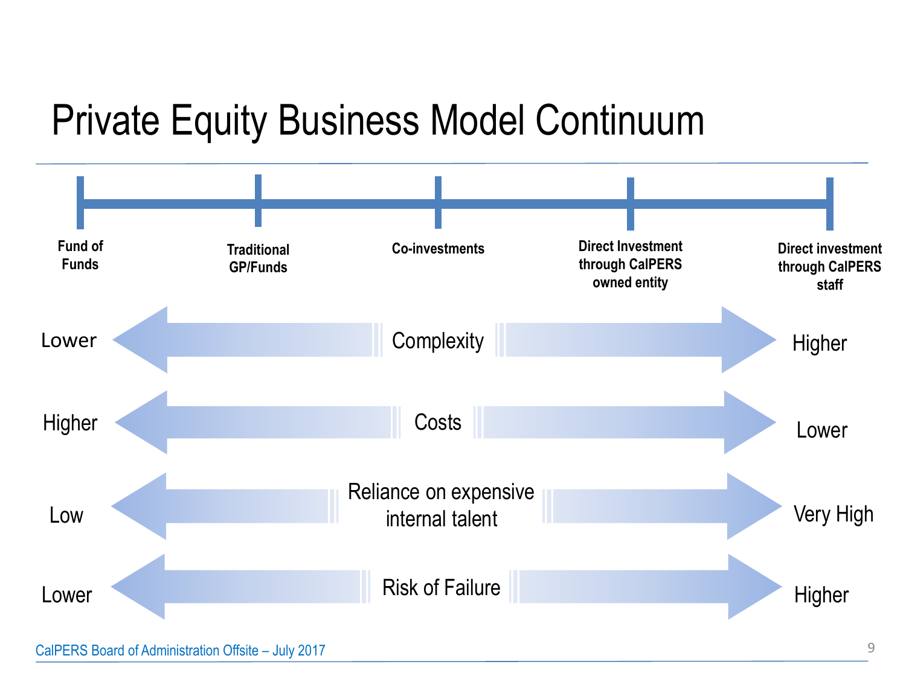# Private Equity Business Model Continuum

Fund of Funds

Traditional GP/Funds

Co-investments

Direct Investment through CalPERS owned entity

Direct investment through CalPERS staff

Lower — Complexity — Higher

Higher — Costs — Lower

Low — Reliance on expensive internal talent — Very High

Lower — Risk of Failure — Higher

CalPERS Board of Administration Offsite – July 2017